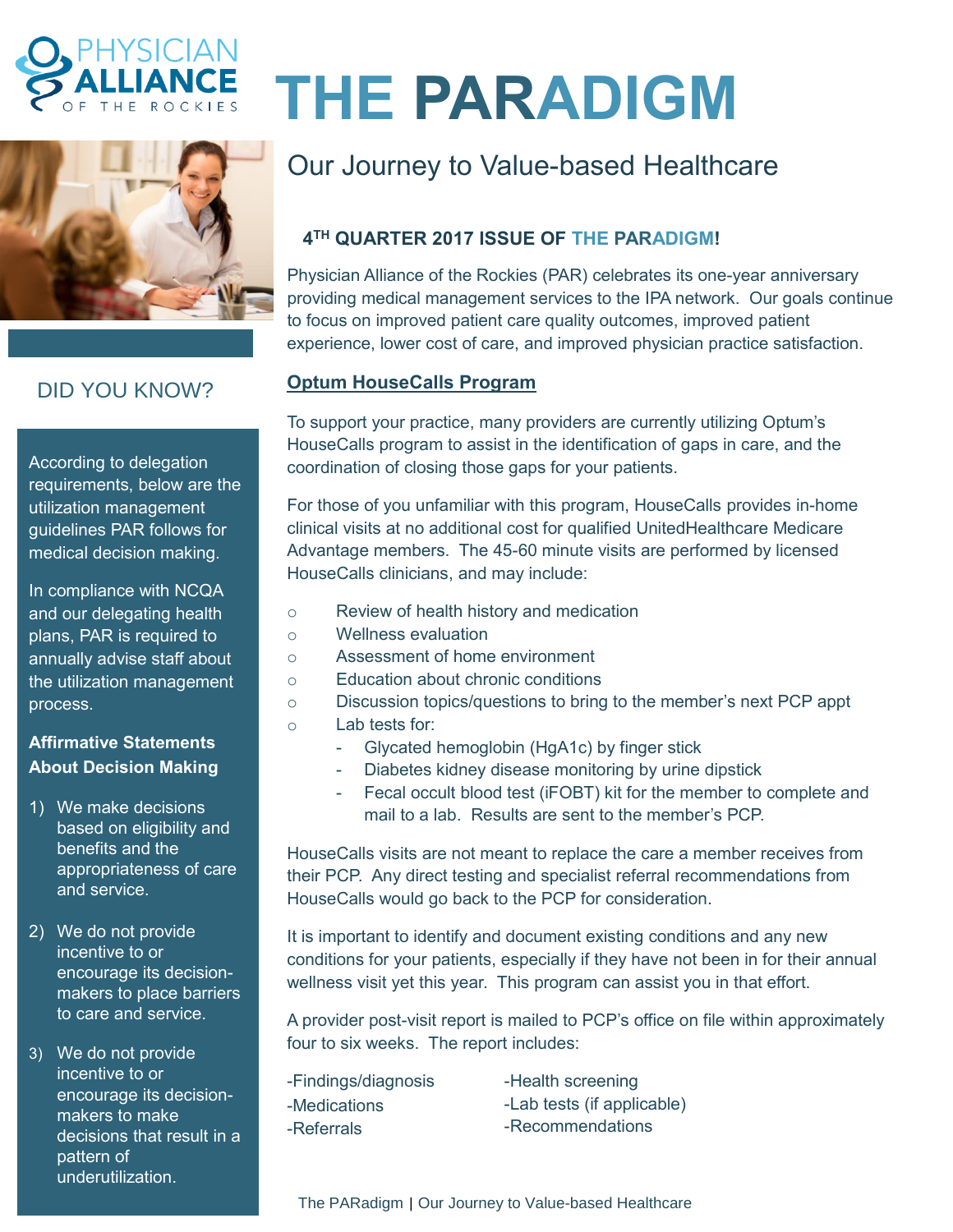# THE PARADIGM

## Our Journey to Value-based Healthcare

### 4TH QUARTER 2017 ISSUE OF THE PARADIGM!

Physician Alliance of the Rockies (PAR) celebrates its one-year anniversary providing medical management services to the IPA network. Our goals continue to focus on improved patient care quality outcomes, improved patient experience, lower cost of care, and improved physician practice satisfaction.

### Optum HouseCalls Program

To support your practice, many providers are currently utilizing Optum's HouseCalls program to assist in the identification of gaps in care, and the coordination of closing those gaps for your patients.

For those of you unfamiliar with this program, HouseCalls provides in-home clinical visits at no additional cost for qualified UnitedHealthcare Medicare Advantage members. The 45-60 minute visits are performed by licensed HouseCalls clinicians, and may include:

- Review of health history and medication
- Wellness evaluation
- Assessment of home environment
- Education about chronic conditions
- Discussion topics/questions to bring to the member's next PCP appt
- Lab tests for:
  - Glycated hemoglobin (HgA1c) by finger stick
  - Diabetes kidney disease monitoring by urine dipstick
  - Fecal occult blood test (iFOBT) kit for the member to complete and mail to a lab. Results are sent to the member's PCP.

HouseCalls visits are not meant to replace the care a member receives from their PCP. Any direct testing and specialist referral recommendations from HouseCalls would go back to the PCP for consideration.

It is important to identify and document existing conditions and any new conditions for your patients, especially if they have not been in for their annual wellness visit yet this year. This program can assist you in that effort.

A provider post-visit report is mailed to PCP's office on file within approximately four to six weeks. The report includes:

- Findings/diagnosis
- Medications
- Referrals
- Health screening
- Lab tests (if applicable)
- Recommendations

## DID YOU KNOW?

According to delegation requirements, below are the utilization management guidelines PAR follows for medical decision making.

In compliance with NCQA and our delegating health plans, PAR is required to annually advise staff about the utilization management process.

**Affirmative Statements About Decision Making**

1) We make decisions based on eligibility and benefits and the appropriateness of care and service.
2) We do not provide incentive to or encourage its decision-makers to place barriers to care and service.
3) We do not provide incentive to or encourage its decision-makers to make decisions that result in a pattern of underutilization.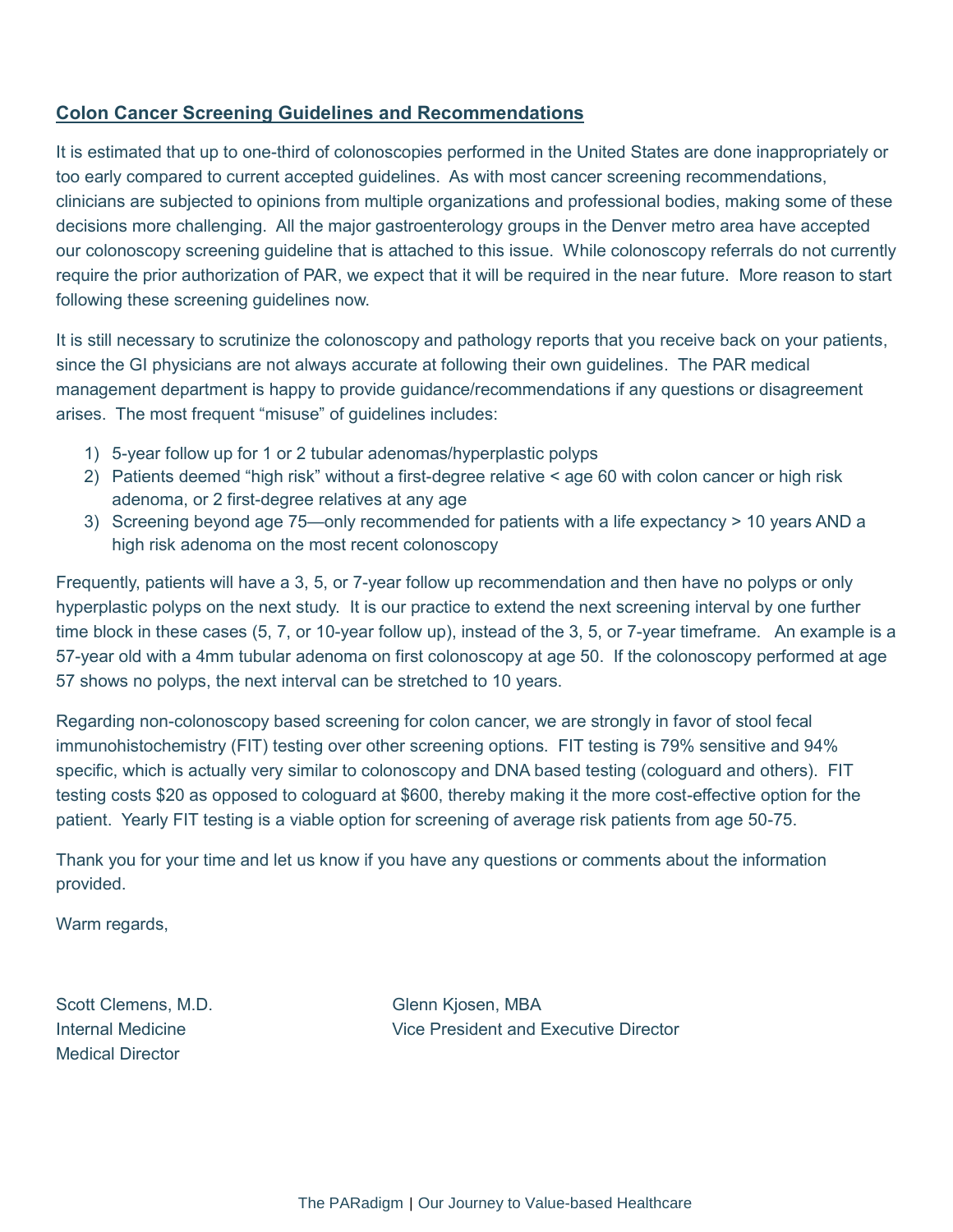## Colon Cancer Screening Guidelines and Recommendations

It is estimated that up to one-third of colonoscopies performed in the United States are done inappropriately or too early compared to current accepted guidelines. As with most cancer screening recommendations, clinicians are subjected to opinions from multiple organizations and professional bodies, making some of these decisions more challenging. All the major gastroenterology groups in the Denver metro area have accepted our colonoscopy screening guideline that is attached to this issue. While colonoscopy referrals do not currently require the prior authorization of PAR, we expect that it will be required in the near future. More reason to start following these screening guidelines now.

It is still necessary to scrutinize the colonoscopy and pathology reports that you receive back on your patients, since the GI physicians are not always accurate at following their own guidelines. The PAR medical management department is happy to provide guidance/recommendations if any questions or disagreement arises. The most frequent "misuse" of guidelines includes:

1) 5-year follow up for 1 or 2 tubular adenomas/hyperplastic polyps
2) Patients deemed "high risk" without a first-degree relative < age 60 with colon cancer or high risk adenoma, or 2 first-degree relatives at any age
3) Screening beyond age 75—only recommended for patients with a life expectancy > 10 years AND a high risk adenoma on the most recent colonoscopy

Frequently, patients will have a 3, 5, or 7-year follow up recommendation and then have no polyps or only hyperplastic polyps on the next study. It is our practice to extend the next screening interval by one further time block in these cases (5, 7, or 10-year follow up), instead of the 3, 5, or 7-year timeframe. An example is a 57-year old with a 4mm tubular adenoma on first colonoscopy at age 50. If the colonoscopy performed at age 57 shows no polyps, the next interval can be stretched to 10 years.

Regarding non-colonoscopy based screening for colon cancer, we are strongly in favor of stool fecal immunohistochemistry (FIT) testing over other screening options. FIT testing is 79% sensitive and 94% specific, which is actually very similar to colonoscopy and DNA based testing (cologuard and others). FIT testing costs $20 as opposed to cologuard at $600, thereby making it the more cost-effective option for the patient. Yearly FIT testing is a viable option for screening of average risk patients from age 50-75.

Thank you for your time and let us know if you have any questions or comments about the information provided.

Warm regards,

Scott Clemens, M.D.
Internal Medicine
Medical Director

Glenn Kjosen, MBA
Vice President and Executive Director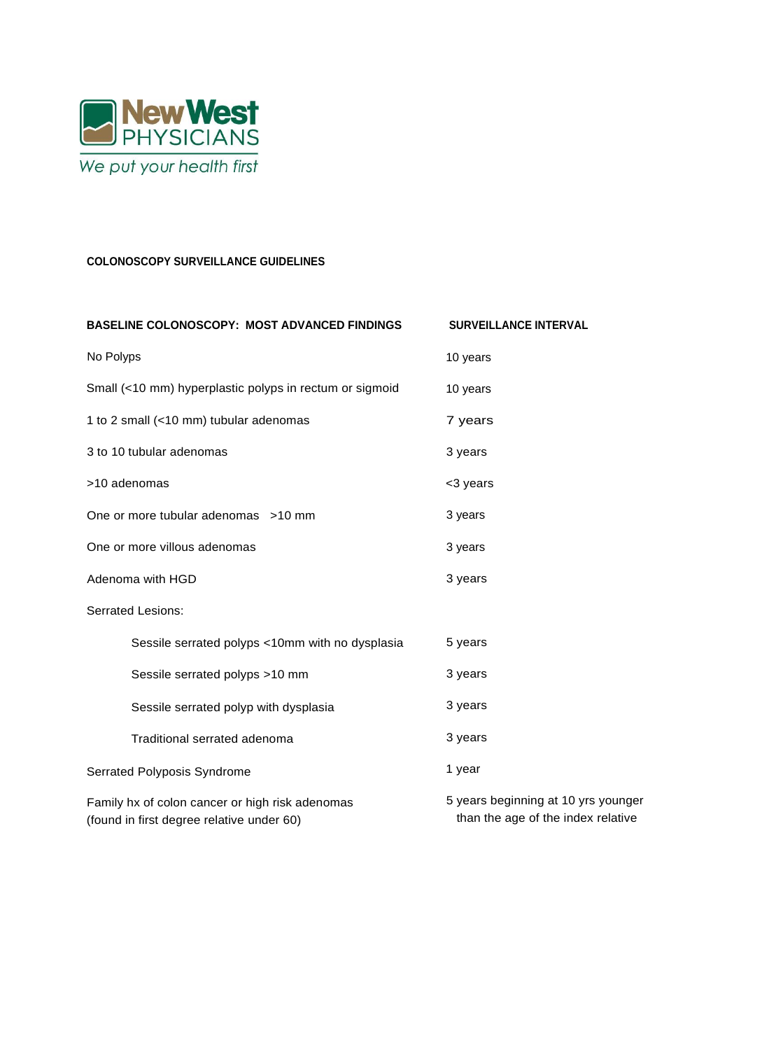New West PHYSICIANS

*We put your health first*

## COLONOSCOPY SURVEILLANCE GUIDELINES

| BASELINE COLONOSCOPY: MOST ADVANCED FINDINGS | SURVEILLANCE INTERVAL |
|---|---|
| No Polyps | 10 years |
| Small (<10 mm) hyperplastic polyps in rectum or sigmoid | 10 years |
| 1 to 2 small (<10 mm) tubular adenomas | 7 years |
| 3 to 10 tubular adenomas | 3 years |
| >10 adenomas | <3 years |
| One or more tubular adenomas >10 mm | 3 years |
| One or more villous adenomas | 3 years |
| Adenoma with HGD | 3 years |
| Serrated Lesions: | |
| Sessile serrated polyps <10mm with no dysplasia | 5 years |
| Sessile serrated polyps >10 mm | 3 years |
| Sessile serrated polyp with dysplasia | 3 years |
| Traditional serrated adenoma | 3 years |
| Serrated Polyposis Syndrome | 1 year |
| Family hx of colon cancer or high risk adenomas (found in first degree relative under 60) | 5 years beginning at 10 yrs younger than the age of the index relative |